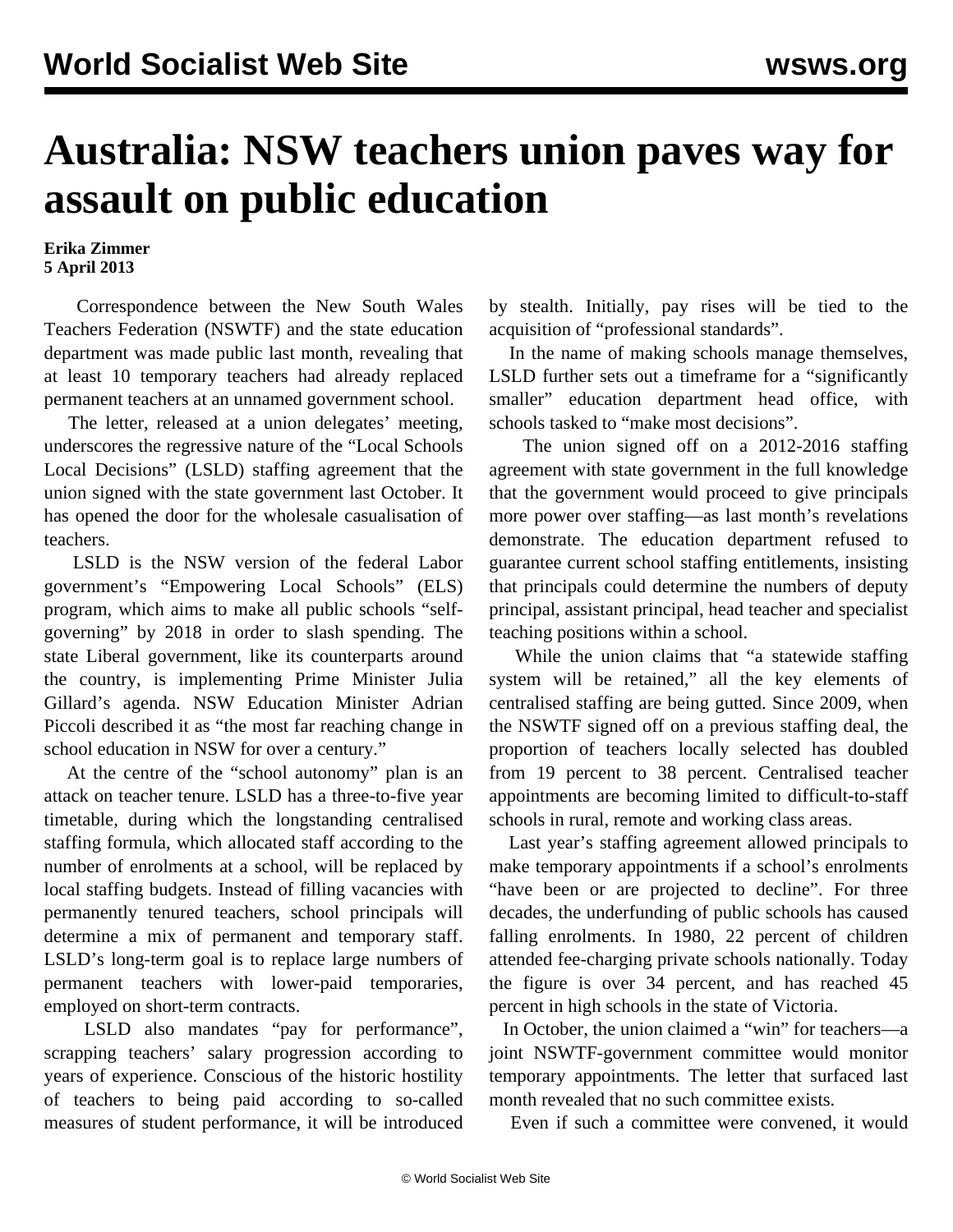# Australia: NSW teachers union paves way for assault on public education

**Erika Zimmer**
**5 April 2013**

Correspondence between the New South Wales Teachers Federation (NSWTF) and the state education department was made public last month, revealing that at least 10 temporary teachers had already replaced permanent teachers at an unnamed government school.

The letter, released at a union delegates' meeting, underscores the regressive nature of the "Local Schools Local Decisions" (LSLD) staffing agreement that the union signed with the state government last October. It has opened the door for the wholesale casualisation of teachers.

LSLD is the NSW version of the federal Labor government's "Empowering Local Schools" (ELS) program, which aims to make all public schools "self-governing" by 2018 in order to slash spending. The state Liberal government, like its counterparts around the country, is implementing Prime Minister Julia Gillard's agenda. NSW Education Minister Adrian Piccoli described it as "the most far reaching change in school education in NSW for over a century."

At the centre of the "school autonomy" plan is an attack on teacher tenure. LSLD has a three-to-five year timetable, during which the longstanding centralised staffing formula, which allocated staff according to the number of enrolments at a school, will be replaced by local staffing budgets. Instead of filling vacancies with permanently tenured teachers, school principals will determine a mix of permanent and temporary staff. LSLD's long-term goal is to replace large numbers of permanent teachers with lower-paid temporaries, employed on short-term contracts.

LSLD also mandates "pay for performance", scrapping teachers' salary progression according to years of experience. Conscious of the historic hostility of teachers to being paid according to so-called measures of student performance, it will be introduced by stealth. Initially, pay rises will be tied to the acquisition of "professional standards".

In the name of making schools manage themselves, LSLD further sets out a timeframe for a "significantly smaller" education department head office, with schools tasked to "make most decisions".

The union signed off on a 2012-2016 staffing agreement with state government in the full knowledge that the government would proceed to give principals more power over staffing—as last month's revelations demonstrate. The education department refused to guarantee current school staffing entitlements, insisting that principals could determine the numbers of deputy principal, assistant principal, head teacher and specialist teaching positions within a school.

While the union claims that "a statewide staffing system will be retained," all the key elements of centralised staffing are being gutted. Since 2009, when the NSWTF signed off on a previous staffing deal, the proportion of teachers locally selected has doubled from 19 percent to 38 percent. Centralised teacher appointments are becoming limited to difficult-to-staff schools in rural, remote and working class areas.

Last year's staffing agreement allowed principals to make temporary appointments if a school's enrolments "have been or are projected to decline". For three decades, the underfunding of public schools has caused falling enrolments. In 1980, 22 percent of children attended fee-charging private schools nationally. Today the figure is over 34 percent, and has reached 45 percent in high schools in the state of Victoria.

In October, the union claimed a "win" for teachers—a joint NSWTF-government committee would monitor temporary appointments. The letter that surfaced last month revealed that no such committee exists.

Even if such a committee were convened, it would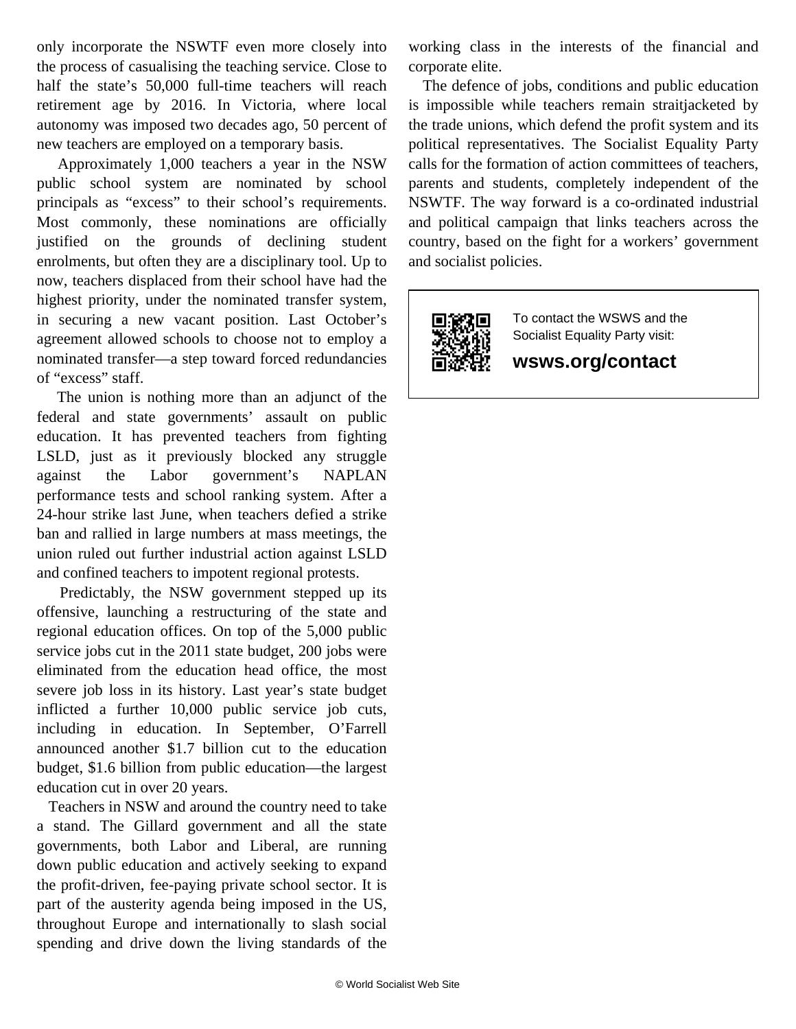only incorporate the NSWTF even more closely into the process of casualising the teaching service. Close to half the state's 50,000 full-time teachers will reach retirement age by 2016. In Victoria, where local autonomy was imposed two decades ago, 50 percent of new teachers are employed on a temporary basis.

Approximately 1,000 teachers a year in the NSW public school system are nominated by school principals as "excess" to their school's requirements. Most commonly, these nominations are officially justified on the grounds of declining student enrolments, but often they are a disciplinary tool. Up to now, teachers displaced from their school have had the highest priority, under the nominated transfer system, in securing a new vacant position. Last October's agreement allowed schools to choose not to employ a nominated transfer—a step toward forced redundancies of "excess" staff.

The union is nothing more than an adjunct of the federal and state governments' assault on public education. It has prevented teachers from fighting LSLD, just as it previously blocked any struggle against the Labor government's NAPLAN performance tests and school ranking system. After a 24-hour strike last June, when teachers defied a strike ban and rallied in large numbers at mass meetings, the union ruled out further industrial action against LSLD and confined teachers to impotent regional protests.

Predictably, the NSW government stepped up its offensive, launching a restructuring of the state and regional education offices. On top of the 5,000 public service jobs cut in the 2011 state budget, 200 jobs were eliminated from the education head office, the most severe job loss in its history. Last year's state budget inflicted a further 10,000 public service job cuts, including in education. In September, O'Farrell announced another $1.7 billion cut to the education budget, $1.6 billion from public education—the largest education cut in over 20 years.

Teachers in NSW and around the country need to take a stand. The Gillard government and all the state governments, both Labor and Liberal, are running down public education and actively seeking to expand the profit-driven, fee-paying private school sector. It is part of the austerity agenda being imposed in the US, throughout Europe and internationally to slash social spending and drive down the living standards of the working class in the interests of the financial and corporate elite.

The defence of jobs, conditions and public education is impossible while teachers remain straitjacketed by the trade unions, which defend the profit system and its political representatives. The Socialist Equality Party calls for the formation of action committees of teachers, parents and students, completely independent of the NSWTF. The way forward is a co-ordinated industrial and political campaign that links teachers across the country, based on the fight for a workers' government and socialist policies.

To contact the WSWS and the Socialist Equality Party visit:

**wsws.org/contact**